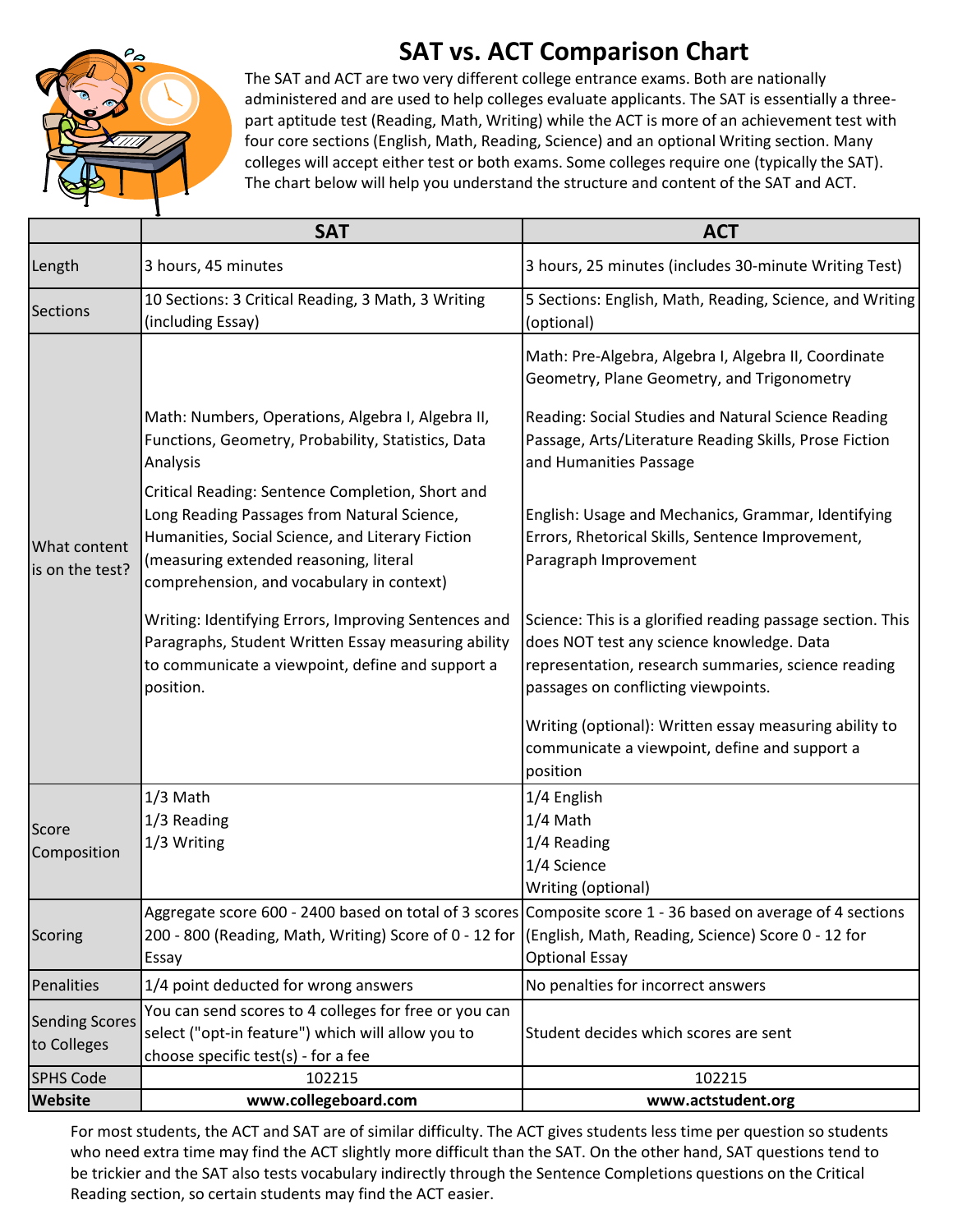# SAT vs. ACT Comparison Chart

The SAT and ACT are two very different college entrance exams. Both are nationally administered and are used to help colleges evaluate applicants. The SAT is essentially a three-part aptitude test (Reading, Math, Writing) while the ACT is more of an achievement test with four core sections (English, Math, Reading, Science) and an optional Writing section. Many colleges will accept either test or both exams. Some colleges require one (typically the SAT). The chart below will help you understand the structure and content of the SAT and ACT.

| | SAT | ACT |
|---|---|---|
| Length | 3 hours, 45 minutes | 3 hours, 25 minutes (includes 30-minute Writing Test) |
| Sections | 10 Sections: 3 Critical Reading, 3 Math, 3 Writing (including Essay) | 5 Sections: English, Math, Reading, Science, and Writing (optional) |
| What content is on the test? | Math: Numbers, Operations, Algebra I, Algebra II, Functions, Geometry, Probability, Statistics, Data Analysis<br><br>Critical Reading: Sentence Completion, Short and Long Reading Passages from Natural Science, Humanities, Social Science, and Literary Fiction (measuring extended reasoning, literal comprehension, and vocabulary in context)<br><br>Writing: Identifying Errors, Improving Sentences and Paragraphs, Student Written Essay measuring ability to communicate a viewpoint, define and support a position. | Math: Pre-Algebra, Algebra I, Algebra II, Coordinate Geometry, Plane Geometry, and Trigonometry<br><br>Reading: Social Studies and Natural Science Reading Passage, Arts/Literature Reading Skills, Prose Fiction and Humanities Passage<br><br>English: Usage and Mechanics, Grammar, Identifying Errors, Rhetorical Skills, Sentence Improvement, Paragraph Improvement<br><br>Science: This is a glorified reading passage section. This does NOT test any science knowledge. Data representation, research summaries, science reading passages on conflicting viewpoints.<br><br>Writing (optional): Written essay measuring ability to communicate a viewpoint, define and support a position |
| Score Composition | 1/3 Math<br>1/3 Reading<br>1/3 Writing | 1/4 English<br>1/4 Math<br>1/4 Reading<br>1/4 Science<br>Writing (optional) |
| Scoring | Aggregate score 600 - 2400 based on total of 3 scores 200 - 800 (Reading, Math, Writing) Score of 0 - 12 for Essay | Composite score 1 - 36 based on average of 4 sections (English, Math, Reading, Science) Score 0 - 12 for Optional Essay |
| Penalities | 1/4 point deducted for wrong answers | No penalties for incorrect answers |
| Sending Scores to Colleges | You can send scores to 4 colleges for free or you can select ("opt-in feature") which will allow you to choose specific test(s) - for a fee | Student decides which scores are sent |
| SPHS Code | 102215 | 102215 |
| **Website** | **www.collegeboard.com** | **www.actstudent.org** |

For most students, the ACT and SAT are of similar difficulty. The ACT gives students less time per question so students who need extra time may find the ACT slightly more difficult than the SAT. On the other hand, SAT questions tend to be trickier and the SAT also tests vocabulary indirectly through the Sentence Completions questions on the Critical Reading section, so certain students may find the ACT easier.